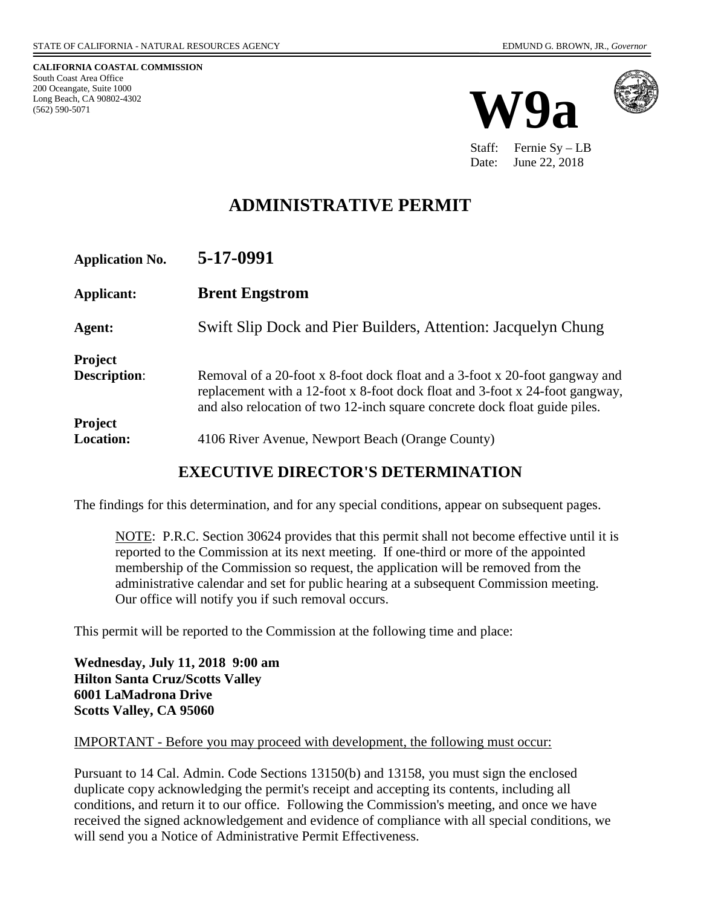STATE OF CALIFORNIA - NATURAL RESOURCES AGENCY

EDMUND G. BROWN, JR., *Governor*

**CALIFORNIA COASTAL COMMISSION**
South Coast Area Office
200 Oceangate, Suite 1000
Long Beach, CA 90802-4302
(562) 590-5071

# W9a

Staff: Fernie Sy – LB
Date: June 22, 2018

# ADMINISTRATIVE PERMIT

**Application No.** **5-17-0991**

**Applicant:** **Brent Engstrom**

**Agent:** Swift Slip Dock and Pier Builders, Attention: Jacquelyn Chung

**Project Description**: Removal of a 20-foot x 8-foot dock float and a 3-foot x 20-foot gangway and replacement with a 12-foot x 8-foot dock float and 3-foot x 24-foot gangway, and also relocation of two 12-inch square concrete dock float guide piles.

**Project Location:** 4106 River Avenue, Newport Beach (Orange County)

## EXECUTIVE DIRECTOR'S DETERMINATION

The findings for this determination, and for any special conditions, appear on subsequent pages.

> NOTE: P.R.C. Section 30624 provides that this permit shall not become effective until it is reported to the Commission at its next meeting. If one-third or more of the appointed membership of the Commission so request, the application will be removed from the administrative calendar and set for public hearing at a subsequent Commission meeting. Our office will notify you if such removal occurs.

This permit will be reported to the Commission at the following time and place:

**Wednesday, July 11, 2018 9:00 am**
**Hilton Santa Cruz/Scotts Valley**
**6001 LaMadrona Drive**
**Scotts Valley, CA 95060**

IMPORTANT - Before you may proceed with development, the following must occur:

Pursuant to 14 Cal. Admin. Code Sections 13150(b) and 13158, you must sign the enclosed duplicate copy acknowledging the permit's receipt and accepting its contents, including all conditions, and return it to our office. Following the Commission's meeting, and once we have received the signed acknowledgement and evidence of compliance with all special conditions, we will send you a Notice of Administrative Permit Effectiveness.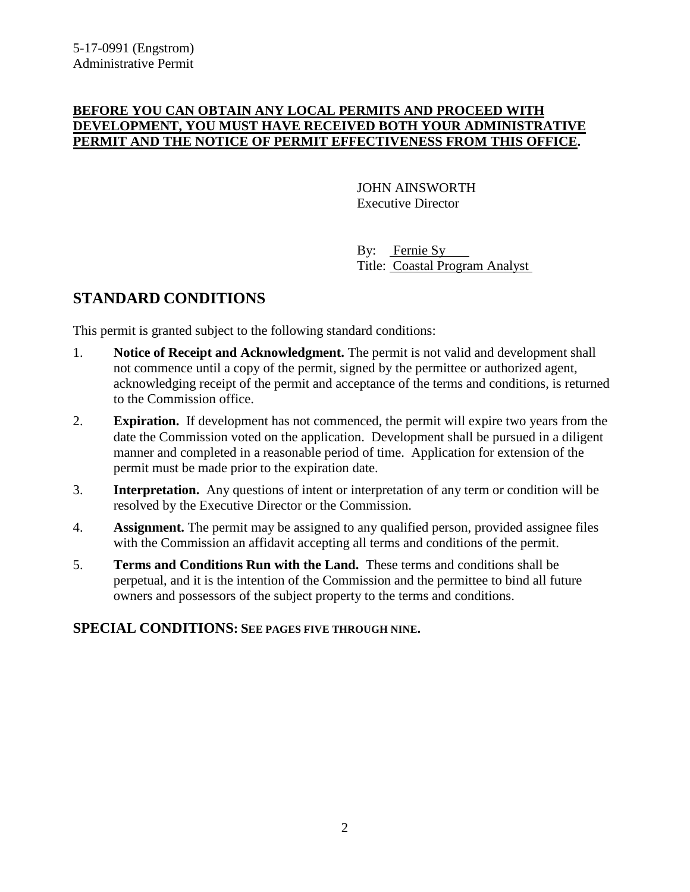5-17-0991 (Engstrom)
Administrative Permit

**BEFORE YOU CAN OBTAIN ANY LOCAL PERMITS AND PROCEED WITH DEVELOPMENT, YOU MUST HAVE RECEIVED BOTH YOUR ADMINISTRATIVE PERMIT AND THE NOTICE OF PERMIT EFFECTIVENESS FROM THIS OFFICE.**

JOHN AINSWORTH
Executive Director

By: Fernie Sy
Title: Coastal Program Analyst

## STANDARD CONDITIONS

This permit is granted subject to the following standard conditions:

1. **Notice of Receipt and Acknowledgment.** The permit is not valid and development shall not commence until a copy of the permit, signed by the permittee or authorized agent, acknowledging receipt of the permit and acceptance of the terms and conditions, is returned to the Commission office.
2. **Expiration.** If development has not commenced, the permit will expire two years from the date the Commission voted on the application. Development shall be pursued in a diligent manner and completed in a reasonable period of time. Application for extension of the permit must be made prior to the expiration date.
3. **Interpretation.** Any questions of intent or interpretation of any term or condition will be resolved by the Executive Director or the Commission.
4. **Assignment.** The permit may be assigned to any qualified person, provided assignee files with the Commission an affidavit accepting all terms and conditions of the permit.
5. **Terms and Conditions Run with the Land.** These terms and conditions shall be perpetual, and it is the intention of the Commission and the permittee to bind all future owners and possessors of the subject property to the terms and conditions.

### SPECIAL CONDITIONS: SEE PAGES FIVE THROUGH NINE.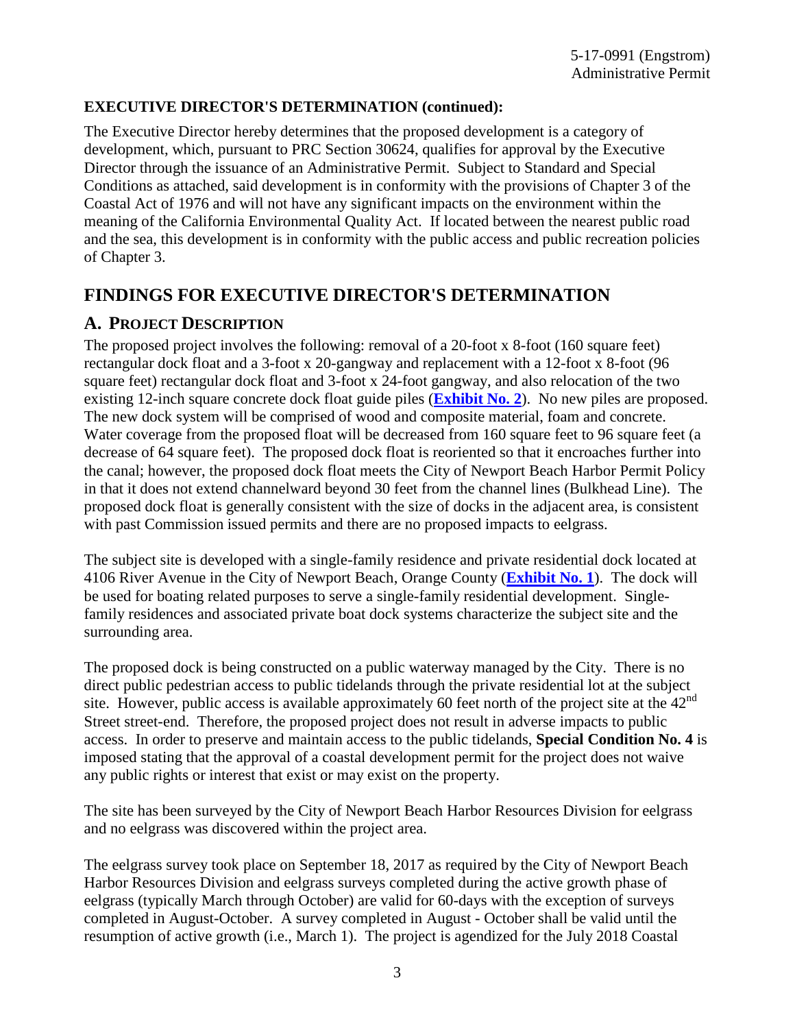**EXECUTIVE DIRECTOR'S DETERMINATION (continued):**

The Executive Director hereby determines that the proposed development is a category of development, which, pursuant to PRC Section 30624, qualifies for approval by the Executive Director through the issuance of an Administrative Permit. Subject to Standard and Special Conditions as attached, said development is in conformity with the provisions of Chapter 3 of the Coastal Act of 1976 and will not have any significant impacts on the environment within the meaning of the California Environmental Quality Act. If located between the nearest public road and the sea, this development is in conformity with the public access and public recreation policies of Chapter 3.

# FINDINGS FOR EXECUTIVE DIRECTOR'S DETERMINATION

## A. PROJECT DESCRIPTION

The proposed project involves the following: removal of a 20-foot x 8-foot (160 square feet) rectangular dock float and a 3-foot x 20-gangway and replacement with a 12-foot x 8-foot (96 square feet) rectangular dock float and 3-foot x 24-foot gangway, and also relocation of the two existing 12-inch square concrete dock float guide piles (**Exhibit No. 2**). No new piles are proposed. The new dock system will be comprised of wood and composite material, foam and concrete. Water coverage from the proposed float will be decreased from 160 square feet to 96 square feet (a decrease of 64 square feet). The proposed dock float is reoriented so that it encroaches further into the canal; however, the proposed dock float meets the City of Newport Beach Harbor Permit Policy in that it does not extend channelward beyond 30 feet from the channel lines (Bulkhead Line). The proposed dock float is generally consistent with the size of docks in the adjacent area, is consistent with past Commission issued permits and there are no proposed impacts to eelgrass.

The subject site is developed with a single-family residence and private residential dock located at 4106 River Avenue in the City of Newport Beach, Orange County (**Exhibit No. 1**). The dock will be used for boating related purposes to serve a single-family residential development. Single-family residences and associated private boat dock systems characterize the subject site and the surrounding area.

The proposed dock is being constructed on a public waterway managed by the City. There is no direct public pedestrian access to public tidelands through the private residential lot at the subject site. However, public access is available approximately 60 feet north of the project site at the 42nd Street street-end. Therefore, the proposed project does not result in adverse impacts to public access. In order to preserve and maintain access to the public tidelands, **Special Condition No. 4** is imposed stating that the approval of a coastal development permit for the project does not waive any public rights or interest that exist or may exist on the property.

The site has been surveyed by the City of Newport Beach Harbor Resources Division for eelgrass and no eelgrass was discovered within the project area.

The eelgrass survey took place on September 18, 2017 as required by the City of Newport Beach Harbor Resources Division and eelgrass surveys completed during the active growth phase of eelgrass (typically March through October) are valid for 60-days with the exception of surveys completed in August-October. A survey completed in August - October shall be valid until the resumption of active growth (i.e., March 1). The project is agendized for the July 2018 Coastal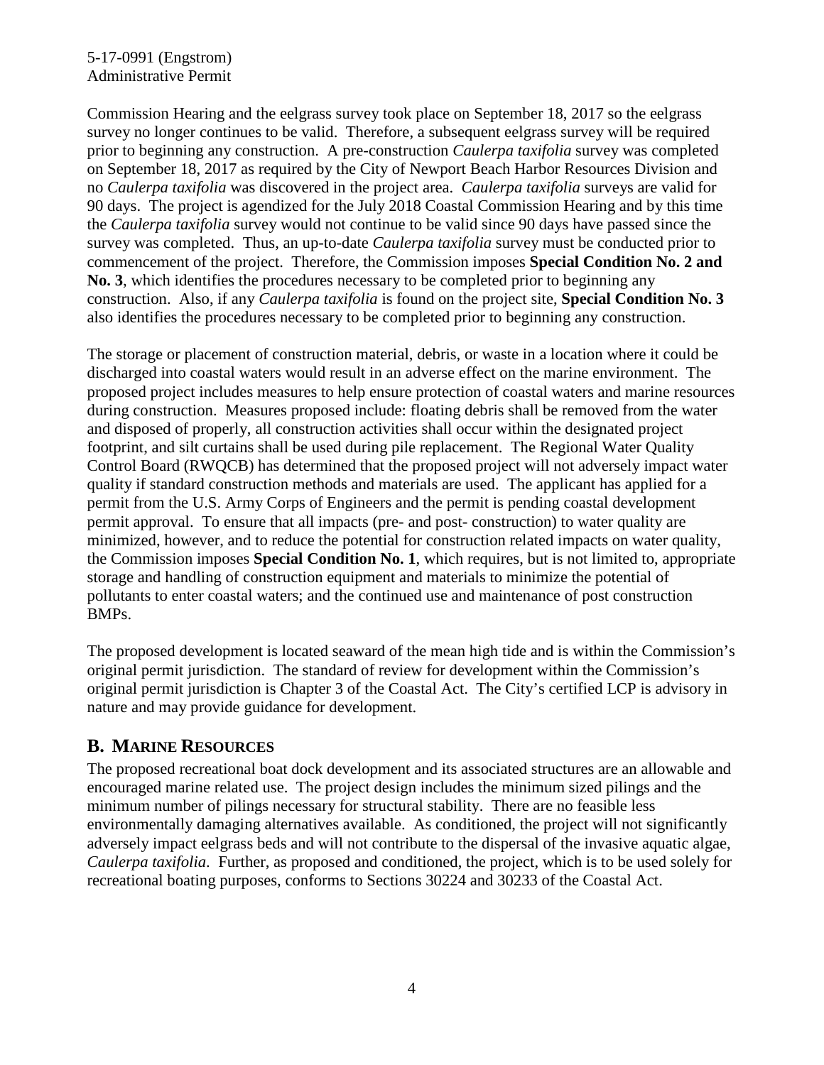Commission Hearing and the eelgrass survey took place on September 18, 2017 so the eelgrass survey no longer continues to be valid. Therefore, a subsequent eelgrass survey will be required prior to beginning any construction. A pre-construction *Caulerpa taxifolia* survey was completed on September 18, 2017 as required by the City of Newport Beach Harbor Resources Division and no *Caulerpa taxifolia* was discovered in the project area. *Caulerpa taxifolia* surveys are valid for 90 days. The project is agendized for the July 2018 Coastal Commission Hearing and by this time the *Caulerpa taxifolia* survey would not continue to be valid since 90 days have passed since the survey was completed. Thus, an up-to-date *Caulerpa taxifolia* survey must be conducted prior to commencement of the project. Therefore, the Commission imposes **Special Condition No. 2 and No. 3**, which identifies the procedures necessary to be completed prior to beginning any construction. Also, if any *Caulerpa taxifolia* is found on the project site, **Special Condition No. 3** also identifies the procedures necessary to be completed prior to beginning any construction.

The storage or placement of construction material, debris, or waste in a location where it could be discharged into coastal waters would result in an adverse effect on the marine environment. The proposed project includes measures to help ensure protection of coastal waters and marine resources during construction. Measures proposed include: floating debris shall be removed from the water and disposed of properly, all construction activities shall occur within the designated project footprint, and silt curtains shall be used during pile replacement. The Regional Water Quality Control Board (RWQCB) has determined that the proposed project will not adversely impact water quality if standard construction methods and materials are used. The applicant has applied for a permit from the U.S. Army Corps of Engineers and the permit is pending coastal development permit approval. To ensure that all impacts (pre- and post- construction) to water quality are minimized, however, and to reduce the potential for construction related impacts on water quality, the Commission imposes **Special Condition No. 1**, which requires, but is not limited to, appropriate storage and handling of construction equipment and materials to minimize the potential of pollutants to enter coastal waters; and the continued use and maintenance of post construction BMPs.

The proposed development is located seaward of the mean high tide and is within the Commission's original permit jurisdiction. The standard of review for development within the Commission's original permit jurisdiction is Chapter 3 of the Coastal Act. The City's certified LCP is advisory in nature and may provide guidance for development.

## B. MARINE RESOURCES

The proposed recreational boat dock development and its associated structures are an allowable and encouraged marine related use. The project design includes the minimum sized pilings and the minimum number of pilings necessary for structural stability. There are no feasible less environmentally damaging alternatives available. As conditioned, the project will not significantly adversely impact eelgrass beds and will not contribute to the dispersal of the invasive aquatic algae, *Caulerpa taxifolia*. Further, as proposed and conditioned, the project, which is to be used solely for recreational boating purposes, conforms to Sections 30224 and 30233 of the Coastal Act.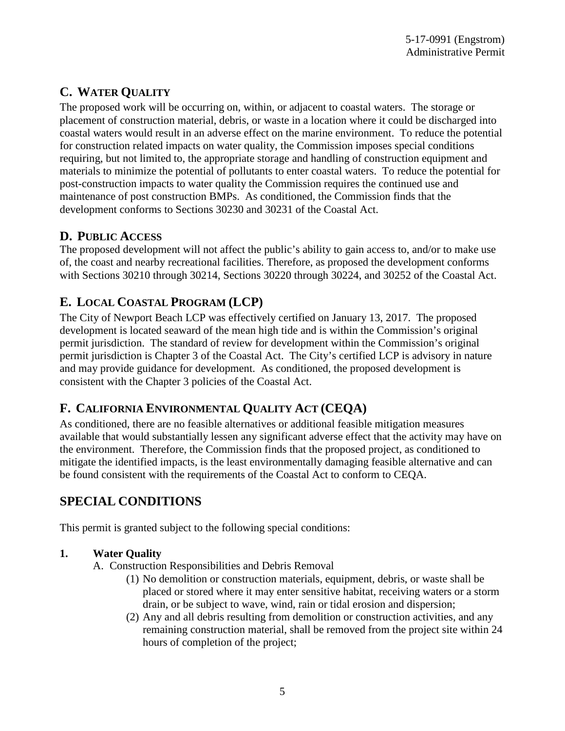## C. WATER QUALITY

The proposed work will be occurring on, within, or adjacent to coastal waters. The storage or placement of construction material, debris, or waste in a location where it could be discharged into coastal waters would result in an adverse effect on the marine environment. To reduce the potential for construction related impacts on water quality, the Commission imposes special conditions requiring, but not limited to, the appropriate storage and handling of construction equipment and materials to minimize the potential of pollutants to enter coastal waters. To reduce the potential for post-construction impacts to water quality the Commission requires the continued use and maintenance of post construction BMPs. As conditioned, the Commission finds that the development conforms to Sections 30230 and 30231 of the Coastal Act.

## D. PUBLIC ACCESS

The proposed development will not affect the public's ability to gain access to, and/or to make use of, the coast and nearby recreational facilities. Therefore, as proposed the development conforms with Sections 30210 through 30214, Sections 30220 through 30224, and 30252 of the Coastal Act.

## E. LOCAL COASTAL PROGRAM (LCP)

The City of Newport Beach LCP was effectively certified on January 13, 2017. The proposed development is located seaward of the mean high tide and is within the Commission's original permit jurisdiction. The standard of review for development within the Commission's original permit jurisdiction is Chapter 3 of the Coastal Act. The City's certified LCP is advisory in nature and may provide guidance for development. As conditioned, the proposed development is consistent with the Chapter 3 policies of the Coastal Act.

## F. CALIFORNIA ENVIRONMENTAL QUALITY ACT (CEQA)

As conditioned, there are no feasible alternatives or additional feasible mitigation measures available that would substantially lessen any significant adverse effect that the activity may have on the environment. Therefore, the Commission finds that the proposed project, as conditioned to mitigate the identified impacts, is the least environmentally damaging feasible alternative and can be found consistent with the requirements of the Coastal Act to conform to CEQA.

# SPECIAL CONDITIONS

This permit is granted subject to the following special conditions:

**1. Water Quality**

A. Construction Responsibilities and Debris Removal

(1) No demolition or construction materials, equipment, debris, or waste shall be placed or stored where it may enter sensitive habitat, receiving waters or a storm drain, or be subject to wave, wind, rain or tidal erosion and dispersion;

(2) Any and all debris resulting from demolition or construction activities, and any remaining construction material, shall be removed from the project site within 24 hours of completion of the project;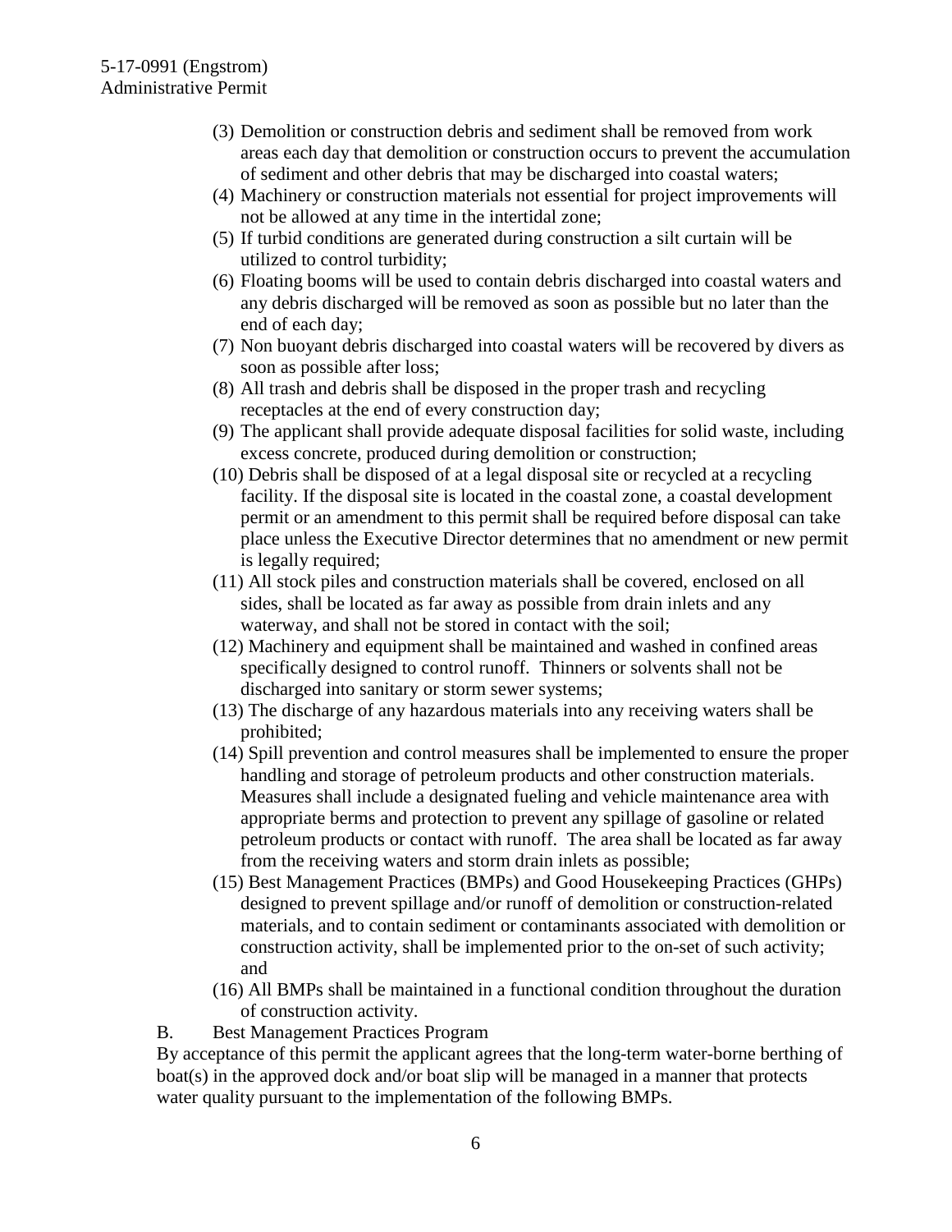(3) Demolition or construction debris and sediment shall be removed from work areas each day that demolition or construction occurs to prevent the accumulation of sediment and other debris that may be discharged into coastal waters;

(4) Machinery or construction materials not essential for project improvements will not be allowed at any time in the intertidal zone;

(5) If turbid conditions are generated during construction a silt curtain will be utilized to control turbidity;

(6) Floating booms will be used to contain debris discharged into coastal waters and any debris discharged will be removed as soon as possible but no later than the end of each day;

(7) Non buoyant debris discharged into coastal waters will be recovered by divers as soon as possible after loss;

(8) All trash and debris shall be disposed in the proper trash and recycling receptacles at the end of every construction day;

(9) The applicant shall provide adequate disposal facilities for solid waste, including excess concrete, produced during demolition or construction;

(10) Debris shall be disposed of at a legal disposal site or recycled at a recycling facility. If the disposal site is located in the coastal zone, a coastal development permit or an amendment to this permit shall be required before disposal can take place unless the Executive Director determines that no amendment or new permit is legally required;

(11) All stock piles and construction materials shall be covered, enclosed on all sides, shall be located as far away as possible from drain inlets and any waterway, and shall not be stored in contact with the soil;

(12) Machinery and equipment shall be maintained and washed in confined areas specifically designed to control runoff. Thinners or solvents shall not be discharged into sanitary or storm sewer systems;

(13) The discharge of any hazardous materials into any receiving waters shall be prohibited;

(14) Spill prevention and control measures shall be implemented to ensure the proper handling and storage of petroleum products and other construction materials. Measures shall include a designated fueling and vehicle maintenance area with appropriate berms and protection to prevent any spillage of gasoline or related petroleum products or contact with runoff. The area shall be located as far away from the receiving waters and storm drain inlets as possible;

(15) Best Management Practices (BMPs) and Good Housekeeping Practices (GHPs) designed to prevent spillage and/or runoff of demolition or construction-related materials, and to contain sediment or contaminants associated with demolition or construction activity, shall be implemented prior to the on-set of such activity; and

(16) All BMPs shall be maintained in a functional condition throughout the duration of construction activity.

B. Best Management Practices Program

By acceptance of this permit the applicant agrees that the long-term water-borne berthing of boat(s) in the approved dock and/or boat slip will be managed in a manner that protects water quality pursuant to the implementation of the following BMPs.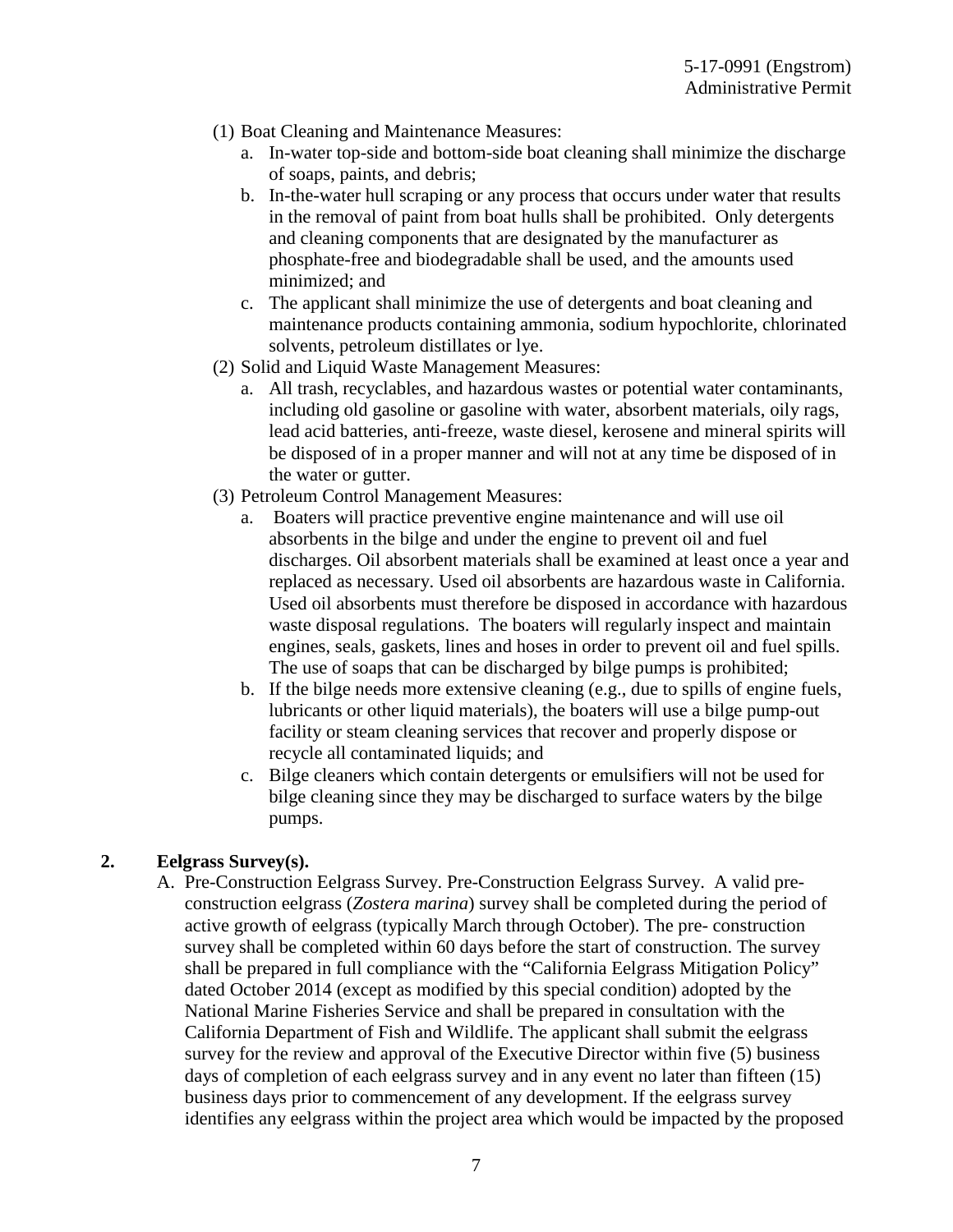(1) Boat Cleaning and Maintenance Measures:
   a. In-water top-side and bottom-side boat cleaning shall minimize the discharge of soaps, paints, and debris;
   b. In-the-water hull scraping or any process that occurs under water that results in the removal of paint from boat hulls shall be prohibited. Only detergents and cleaning components that are designated by the manufacturer as phosphate-free and biodegradable shall be used, and the amounts used minimized; and
   c. The applicant shall minimize the use of detergents and boat cleaning and maintenance products containing ammonia, sodium hypochlorite, chlorinated solvents, petroleum distillates or lye.

(2) Solid and Liquid Waste Management Measures:
   a. All trash, recyclables, and hazardous wastes or potential water contaminants, including old gasoline or gasoline with water, absorbent materials, oily rags, lead acid batteries, anti-freeze, waste diesel, kerosene and mineral spirits will be disposed of in a proper manner and will not at any time be disposed of in the water or gutter.

(3) Petroleum Control Management Measures:
   a. Boaters will practice preventive engine maintenance and will use oil absorbents in the bilge and under the engine to prevent oil and fuel discharges. Oil absorbent materials shall be examined at least once a year and replaced as necessary. Used oil absorbents are hazardous waste in California. Used oil absorbents must therefore be disposed in accordance with hazardous waste disposal regulations. The boaters will regularly inspect and maintain engines, seals, gaskets, lines and hoses in order to prevent oil and fuel spills. The use of soaps that can be discharged by bilge pumps is prohibited;
   b. If the bilge needs more extensive cleaning (e.g., due to spills of engine fuels, lubricants or other liquid materials), the boaters will use a bilge pump-out facility or steam cleaning services that recover and properly dispose or recycle all contaminated liquids; and
   c. Bilge cleaners which contain detergents or emulsifiers will not be used for bilge cleaning since they may be discharged to surface waters by the bilge pumps.

**2. Eelgrass Survey(s).**

A. Pre-Construction Eelgrass Survey. Pre-Construction Eelgrass Survey. A valid pre-construction eelgrass (*Zostera marina*) survey shall be completed during the period of active growth of eelgrass (typically March through October). The pre- construction survey shall be completed within 60 days before the start of construction. The survey shall be prepared in full compliance with the "California Eelgrass Mitigation Policy" dated October 2014 (except as modified by this special condition) adopted by the National Marine Fisheries Service and shall be prepared in consultation with the California Department of Fish and Wildlife. The applicant shall submit the eelgrass survey for the review and approval of the Executive Director within five (5) business days of completion of each eelgrass survey and in any event no later than fifteen (15) business days prior to commencement of any development. If the eelgrass survey identifies any eelgrass within the project area which would be impacted by the proposed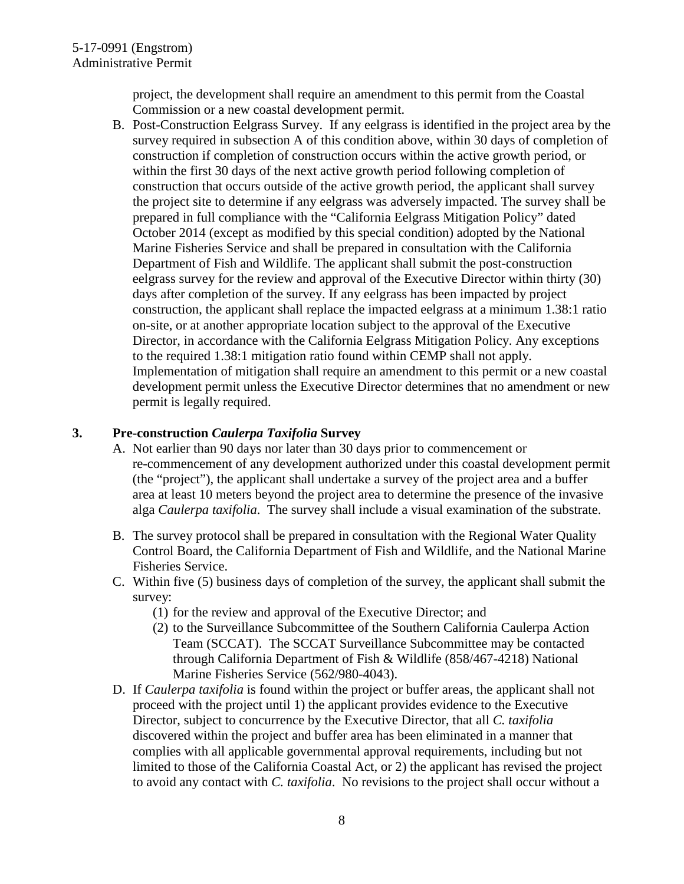project, the development shall require an amendment to this permit from the Coastal Commission or a new coastal development permit.

B. Post-Construction Eelgrass Survey. If any eelgrass is identified in the project area by the survey required in subsection A of this condition above, within 30 days of completion of construction if completion of construction occurs within the active growth period, or within the first 30 days of the next active growth period following completion of construction that occurs outside of the active growth period, the applicant shall survey the project site to determine if any eelgrass was adversely impacted. The survey shall be prepared in full compliance with the "California Eelgrass Mitigation Policy" dated October 2014 (except as modified by this special condition) adopted by the National Marine Fisheries Service and shall be prepared in consultation with the California Department of Fish and Wildlife. The applicant shall submit the post-construction eelgrass survey for the review and approval of the Executive Director within thirty (30) days after completion of the survey. If any eelgrass has been impacted by project construction, the applicant shall replace the impacted eelgrass at a minimum 1.38:1 ratio on-site, or at another appropriate location subject to the approval of the Executive Director, in accordance with the California Eelgrass Mitigation Policy. Any exceptions to the required 1.38:1 mitigation ratio found within CEMP shall not apply. Implementation of mitigation shall require an amendment to this permit or a new coastal development permit unless the Executive Director determines that no amendment or new permit is legally required.

### 3. Pre-construction *Caulerpa Taxifolia* Survey

A. Not earlier than 90 days nor later than 30 days prior to commencement or re-commencement of any development authorized under this coastal development permit (the "project"), the applicant shall undertake a survey of the project area and a buffer area at least 10 meters beyond the project area to determine the presence of the invasive alga *Caulerpa taxifolia*. The survey shall include a visual examination of the substrate.

B. The survey protocol shall be prepared in consultation with the Regional Water Quality Control Board, the California Department of Fish and Wildlife, and the National Marine Fisheries Service.

C. Within five (5) business days of completion of the survey, the applicant shall submit the survey:
   (1) for the review and approval of the Executive Director; and
   (2) to the Surveillance Subcommittee of the Southern California Caulerpa Action Team (SCCAT). The SCCAT Surveillance Subcommittee may be contacted through California Department of Fish & Wildlife (858/467-4218) National Marine Fisheries Service (562/980-4043).

D. If *Caulerpa taxifolia* is found within the project or buffer areas, the applicant shall not proceed with the project until 1) the applicant provides evidence to the Executive Director, subject to concurrence by the Executive Director, that all *C. taxifolia* discovered within the project and buffer area has been eliminated in a manner that complies with all applicable governmental approval requirements, including but not limited to those of the California Coastal Act, or 2) the applicant has revised the project to avoid any contact with *C. taxifolia*. No revisions to the project shall occur without a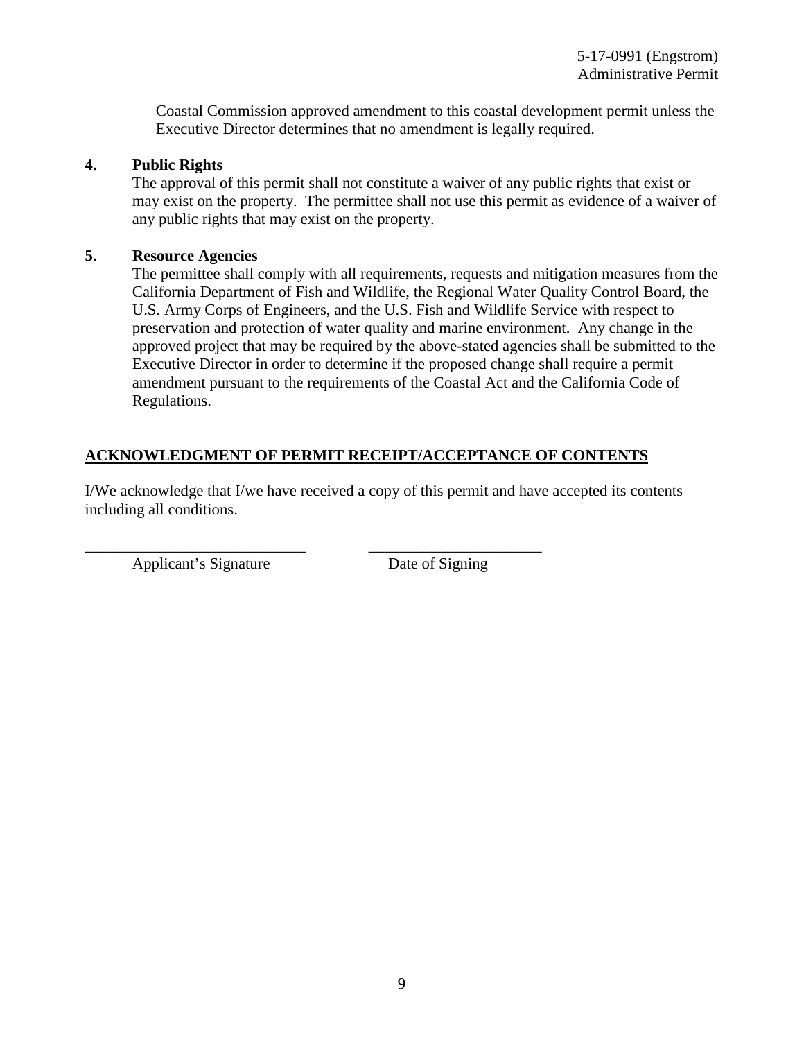Coastal Commission approved amendment to this coastal development permit unless the Executive Director determines that no amendment is legally required.

**4. Public Rights**

The approval of this permit shall not constitute a waiver of any public rights that exist or may exist on the property. The permittee shall not use this permit as evidence of a waiver of any public rights that may exist on the property.

**5. Resource Agencies**

The permittee shall comply with all requirements, requests and mitigation measures from the California Department of Fish and Wildlife, the Regional Water Quality Control Board, the U.S. Army Corps of Engineers, and the U.S. Fish and Wildlife Service with respect to preservation and protection of water quality and marine environment. Any change in the approved project that may be required by the above-stated agencies shall be submitted to the Executive Director in order to determine if the proposed change shall require a permit amendment pursuant to the requirements of the Coastal Act and the California Code of Regulations.

## ACKNOWLEDGMENT OF PERMIT RECEIPT/ACCEPTANCE OF CONTENTS

I/We acknowledge that I/we have received a copy of this permit and have accepted its contents including all conditions.

\_\_\_\_\_\_\_\_\_\_\_\_\_\_\_\_\_\_\_\_\_\_\_\_\_\_\_\_ \_\_\_\_\_\_\_\_\_\_\_\_\_\_\_\_\_\_\_\_\_\_

Applicant's Signature Date of Signing